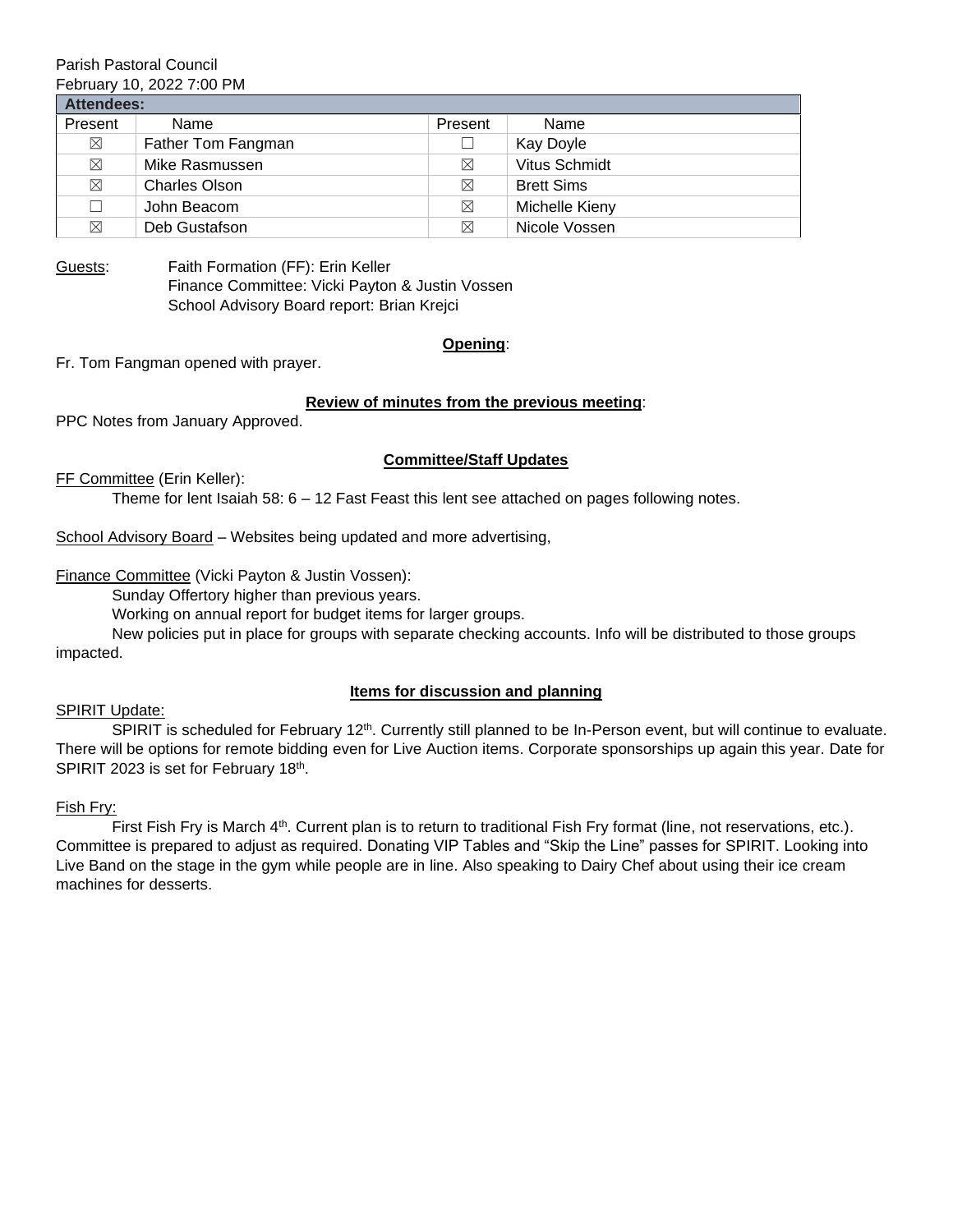Parish Pastoral Council
February 10, 2022 7:00 PM

| **Attendees:** | | | |
|---|---|---|---|
| Present | Name | Present | Name |
| ☒ | Father Tom Fangman | ☐ | Kay Doyle |
| ☒ | Mike Rasmussen | ☒ | Vitus Schmidt |
| ☒ | Charles Olson | ☒ | Brett Sims |
| ☐ | John Beacom | ☒ | Michelle Kieny |
| ☒ | Deb Gustafson | ☒ | Nicole Vossen |

Guests: Faith Formation (FF): Erin Keller
Finance Committee: Vicki Payton & Justin Vossen
School Advisory Board report: Brian Krejci

**Opening**:

Fr. Tom Fangman opened with prayer.

**Review of minutes from the previous meeting**:

PPC Notes from January Approved.

**Committee/Staff Updates**

FF Committee (Erin Keller):

Theme for lent Isaiah 58: 6 – 12 Fast Feast this lent see attached on pages following notes.

School Advisory Board – Websites being updated and more advertising,

Finance Committee (Vicki Payton & Justin Vossen):

Sunday Offertory higher than previous years.

Working on annual report for budget items for larger groups.

New policies put in place for groups with separate checking accounts. Info will be distributed to those groups impacted.

**Items for discussion and planning**

SPIRIT Update:

SPIRIT is scheduled for February 12th. Currently still planned to be In-Person event, but will continue to evaluate. There will be options for remote bidding even for Live Auction items. Corporate sponsorships up again this year. Date for SPIRIT 2023 is set for February 18th.

Fish Fry:

First Fish Fry is March 4th. Current plan is to return to traditional Fish Fry format (line, not reservations, etc.). Committee is prepared to adjust as required. Donating VIP Tables and "Skip the Line" passes for SPIRIT. Looking into Live Band on the stage in the gym while people are in line. Also speaking to Dairy Chef about using their ice cream machines for desserts.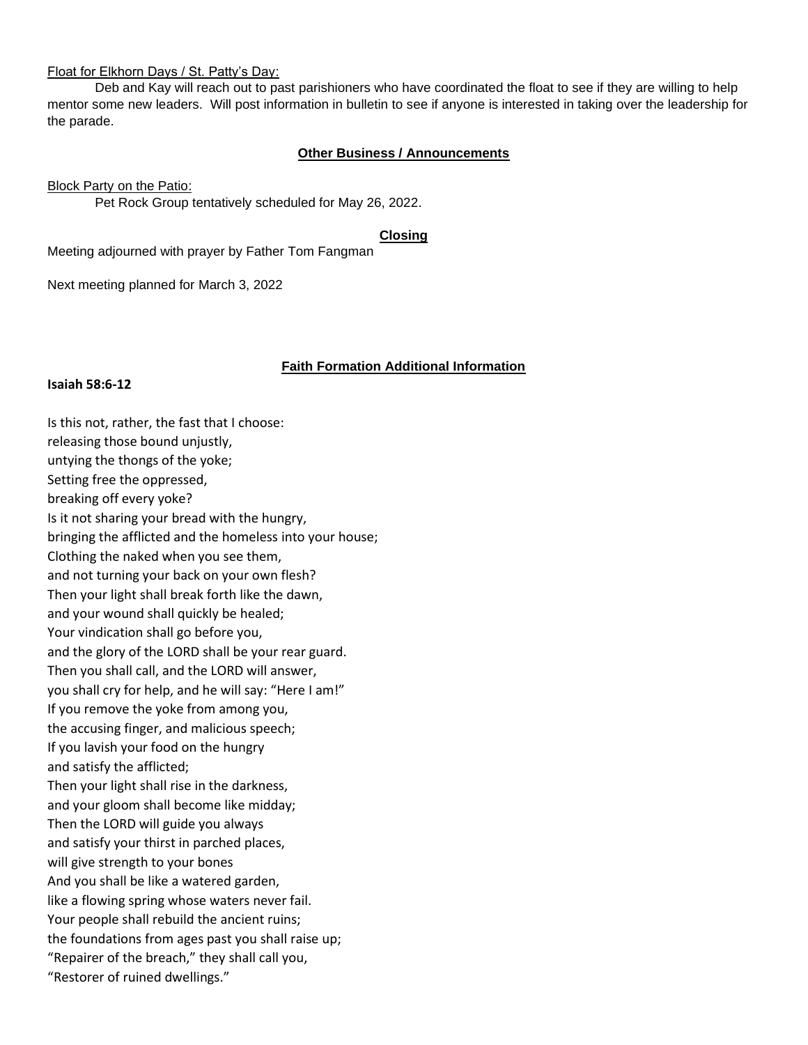Float for Elkhorn Days / St. Patty's Day:

Deb and Kay will reach out to past parishioners who have coordinated the float to see if they are willing to help mentor some new leaders. Will post information in bulletin to see if anyone is interested in taking over the leadership for the parade.

## Other Business / Announcements

Block Party on the Patio:

Pet Rock Group tentatively scheduled for May 26, 2022.

## Closing

Meeting adjourned with prayer by Father Tom Fangman

Next meeting planned for March 3, 2022

## Faith Formation Additional Information

**Isaiah 58:6-12**

Is this not, rather, the fast that I choose:
releasing those bound unjustly,
untying the thongs of the yoke;
Setting free the oppressed,
breaking off every yoke?
Is it not sharing your bread with the hungry,
bringing the afflicted and the homeless into your house;
Clothing the naked when you see them,
and not turning your back on your own flesh?
Then your light shall break forth like the dawn,
and your wound shall quickly be healed;
Your vindication shall go before you,
and the glory of the LORD shall be your rear guard.
Then you shall call, and the LORD will answer,
you shall cry for help, and he will say: "Here I am!"
If you remove the yoke from among you,
the accusing finger, and malicious speech;
If you lavish your food on the hungry
and satisfy the afflicted;
Then your light shall rise in the darkness,
and your gloom shall become like midday;
Then the LORD will guide you always
and satisfy your thirst in parched places,
will give strength to your bones
And you shall be like a watered garden,
like a flowing spring whose waters never fail.
Your people shall rebuild the ancient ruins;
the foundations from ages past you shall raise up;
"Repairer of the breach," they shall call you,
"Restorer of ruined dwellings."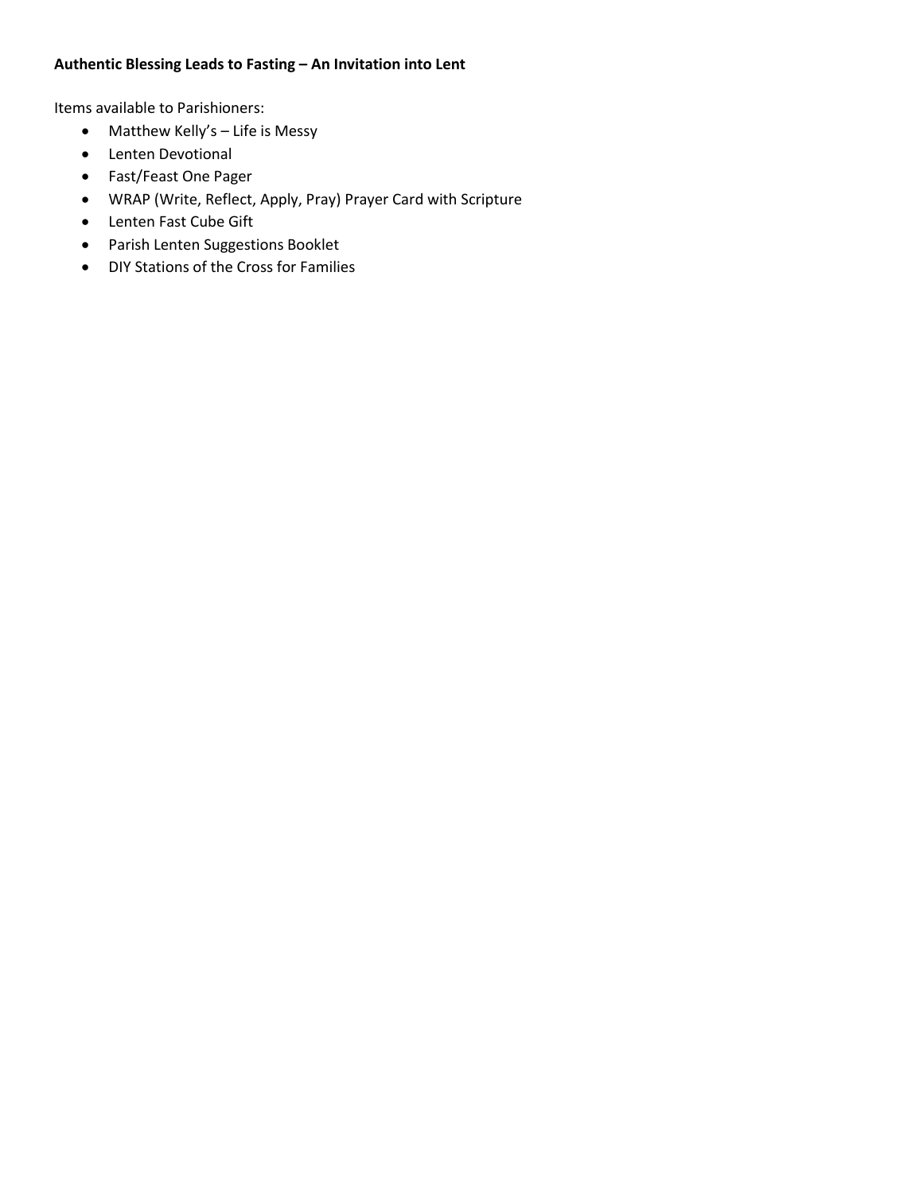**Authentic Blessing Leads to Fasting – An Invitation into Lent**

Items available to Parishioners:

- Matthew Kelly's – Life is Messy
- Lenten Devotional
- Fast/Feast One Pager
- WRAP (Write, Reflect, Apply, Pray) Prayer Card with Scripture
- Lenten Fast Cube Gift
- Parish Lenten Suggestions Booklet
- DIY Stations of the Cross for Families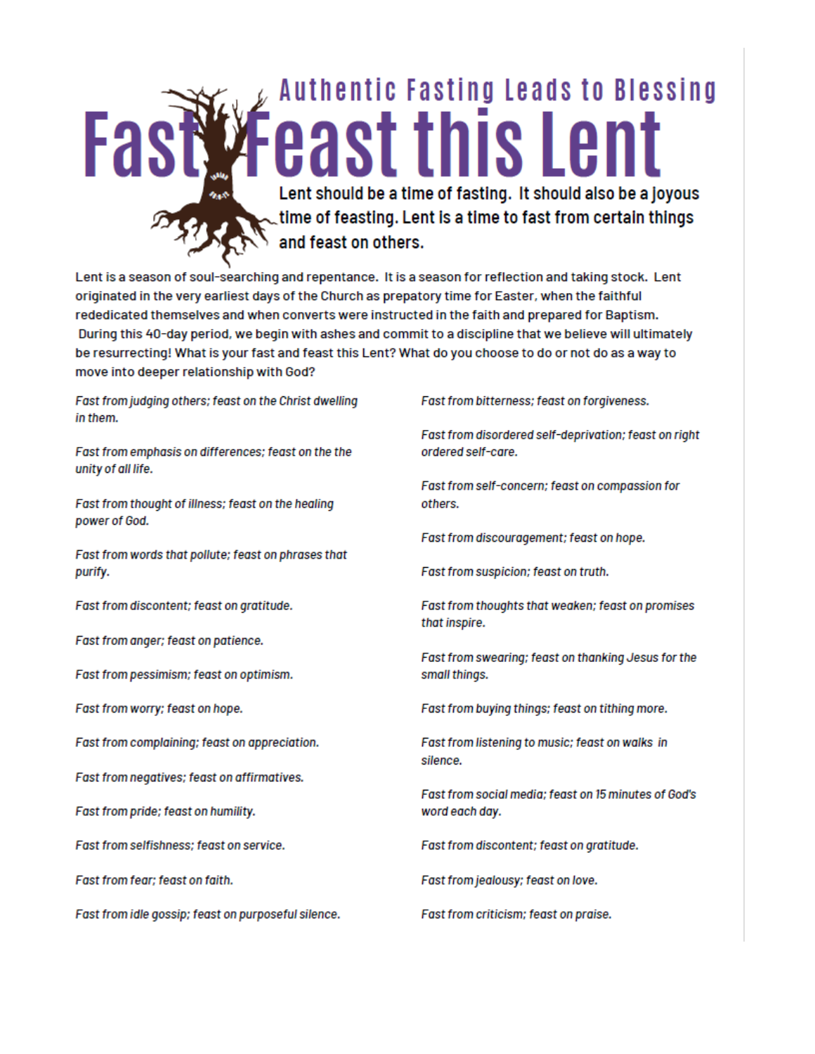### Authentic Fasting Leads to Blessing

# Fast Feast this Lent

**Lent should be a time of fasting. It should also be a joyous time of feasting. Lent is a time to fast from certain things and feast on others.**

Lent is a season of soul-searching and repentance. It is a season for reflection and taking stock. Lent originated in the very earliest days of the Church as prepatory time for Easter, when the faithful rededicated themselves and when converts were instructed in the faith and prepared for Baptism. During this 40-day period, we begin with ashes and commit to a discipline that we believe will ultimately be resurrecting! What is your fast and feast this Lent? What do you choose to do or not do as a way to move into deeper relationship with God?

*Fast from judging others; feast on the Christ dwelling in them.*

*Fast from emphasis on differences; feast on the the unity of all life.*

*Fast from thought of illness; feast on the healing power of God.*

*Fast from words that pollute; feast on phrases that purify.*

*Fast from discontent; feast on gratitude.*

*Fast from anger; feast on patience.*

*Fast from pessimism; feast on optimism.*

*Fast from worry; feast on hope.*

*Fast from complaining; feast on appreciation.*

*Fast from negatives; feast on affirmatives.*

*Fast from pride; feast on humility.*

*Fast from selfishness; feast on service.*

*Fast from fear; feast on faith.*

*Fast from idle gossip; feast on purposeful silence.*

*Fast from bitterness; feast on forgiveness.*

*Fast from disordered self-deprivation; feast on right ordered self-care.*

*Fast from self-concern; feast on compassion for others.*

*Fast from discouragement; feast on hope.*

*Fast from suspicion; feast on truth.*

*Fast from thoughts that weaken; feast on promises that inspire.*

*Fast from swearing; feast on thanking Jesus for the small things.*

*Fast from buying things; feast on tithing more.*

*Fast from listening to music; feast on walks in silence.*

*Fast from social media; feast on 15 minutes of God's word each day.*

*Fast from discontent; feast on gratitude.*

*Fast from jealousy; feast on love.*

*Fast from criticism; feast on praise.*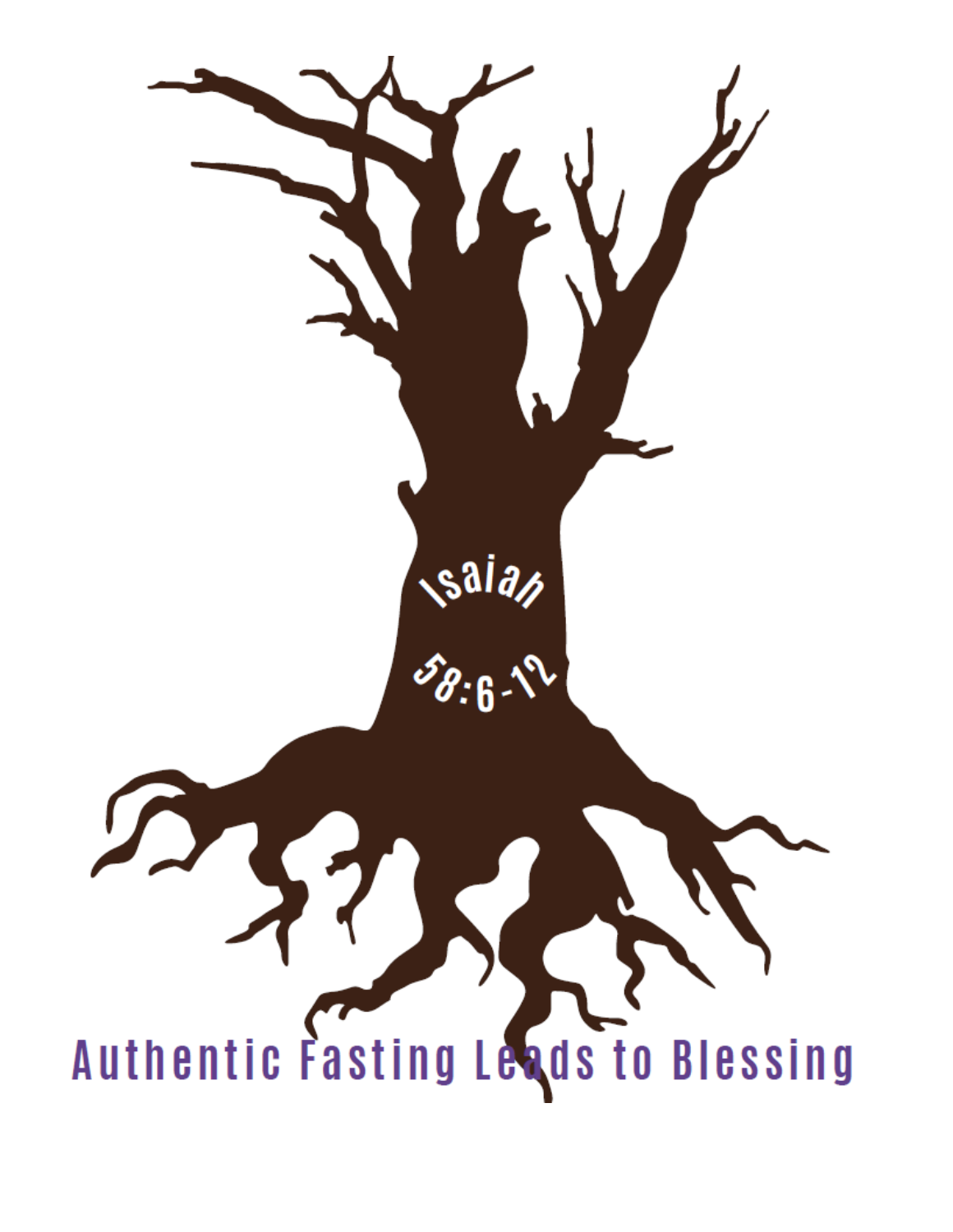Isaiah

58:6-12

Authentic Fasting Leads to Blessing